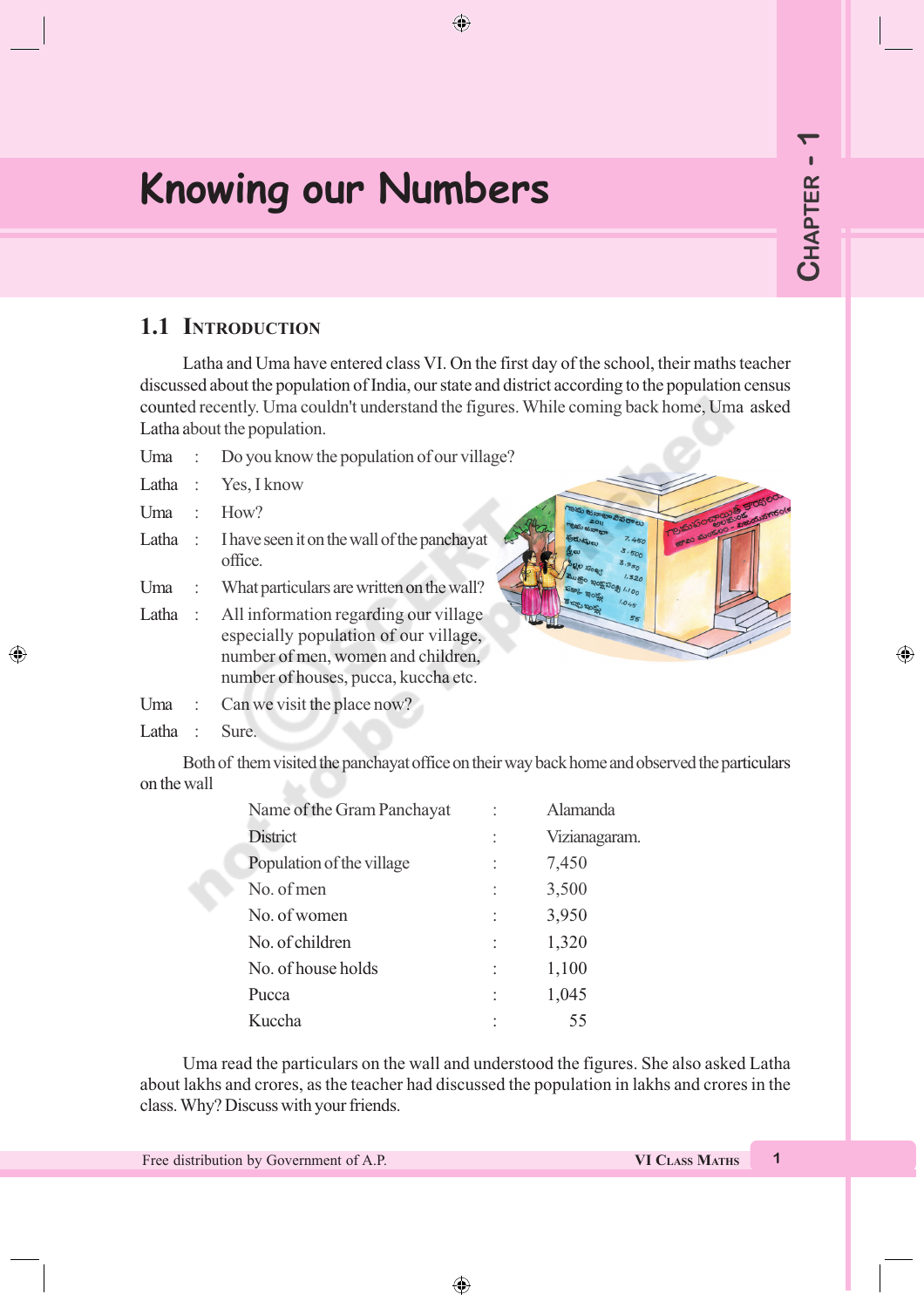# Knowing our Numbers

## 1.1 Introduction

Latha and Uma have entered class VI. On the first day of the school, their maths teacher discussed about the population of India, our state and district according to the population census counted recently. Uma couldn't understand the figures. While coming back home, Uma asked Latha about the population.

| | | |
|---|---|---|
| Uma | : | Do you know the population of our village? |
| Latha | : | Yes, I know |
| Uma | : | How? |
| Latha | : | I have seen it on the wall of the panchayat office. |
| Uma | : | What particulars are written on the wall? |
| Latha | : | All information regarding our village especially population of our village, number of men, women and children, number of houses, pucca, kuccha etc. |
| Uma | : | Can we visit the place now? |
| Latha | : | Sure. |

Both of them visited the panchayat office on their way back home and observed the particulars on the wall

| | | |
|---|---|---|
| Name of the Gram Panchayat | : | Alamanda |
| District | : | Vizianagaram. |
| Population of the village | : | 7,450 |
| No. of men | : | 3,500 |
| No. of women | : | 3,950 |
| No. of children | : | 1,320 |
| No. of house holds | : | 1,100 |
| Pucca | : | 1,045 |
| Kuccha | : | 55 |

Uma read the particulars on the wall and understood the figures. She also asked Latha about lakhs and crores, as the teacher had discussed the population in lakhs and crores in the class. Why? Discuss with your friends.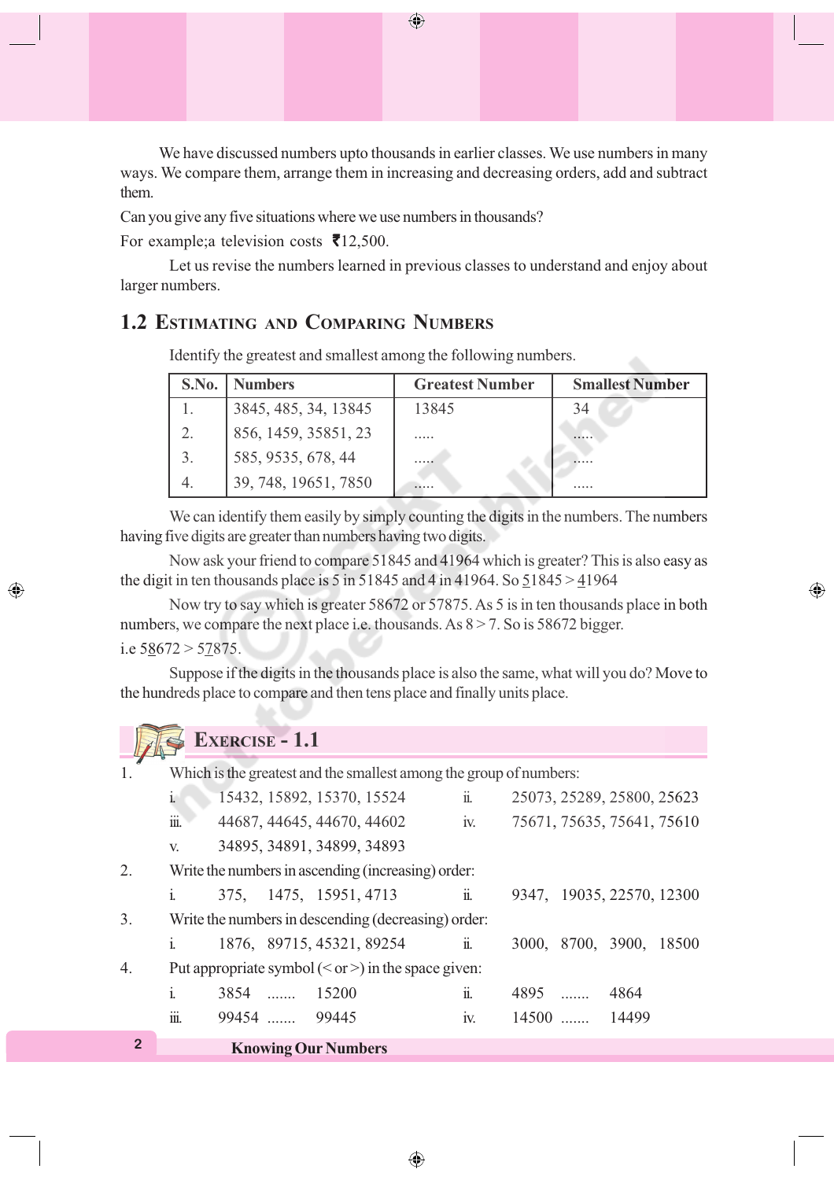We have discussed numbers upto thousands in earlier classes. We use numbers in many ways. We compare them, arrange them in increasing and decreasing orders, add and subtract them.

Can you give any five situations where we use numbers in thousands?

For example;a television costs ₹12,500.

Let us revise the numbers learned in previous classes to understand and enjoy about larger numbers.

## 1.2 Estimating and Comparing Numbers

Identify the greatest and smallest among the following numbers.

| S.No. | Numbers | Greatest Number | Smallest Number |
|---|---|---|---|
| 1. | 3845, 485, 34, 13845 | 13845 | 34 |
| 2. | 856, 1459, 35851, 23 | ..... | ..... |
| 3. | 585, 9535, 678, 44 | ..... | ..... |
| 4. | 39, 748, 19651, 7850 | ..... | ..... |

We can identify them easily by simply counting the digits in the numbers. The numbers having five digits are greater than numbers having two digits.

Now ask your friend to compare 51845 and 41964 which is greater? This is also easy as the digit in ten thousands place is 5 in 51845 and 4 in 41964. So 5̲1845 > 4̲1964

Now try to say which is greater 58672 or 57875. As 5 is in ten thousands place in both numbers, we compare the next place i.e. thousands. As 8 > 7. So is 58672 bigger.

i.e 58̲672 > 57̲875.

Suppose if the digits in the thousands place is also the same, what will you do? Move to the hundreds place to compare and then tens place and finally units place.

## Exercise - 1.1

1. Which is the greatest and the smallest among the group of numbers:
   - i. 15432, 15892, 15370, 15524
   - ii. 25073, 25289, 25800, 25623
   - iii. 44687, 44645, 44670, 44602
   - iv. 75671, 75635, 75641, 75610
   - v. 34895, 34891, 34899, 34893
2. Write the numbers in ascending (increasing) order:
   - i. 375, 1475, 15951, 4713
   - ii. 9347, 19035, 22570, 12300
3. Write the numbers in descending (decreasing) order:
   - i. 1876, 89715, 45321, 89254
   - ii. 3000, 8700, 3900, 18500
4. Put appropriate symbol (< or >) in the space given:
   - i. 3854 ....... 15200
   - ii. 4895 ....... 4864
   - iii. 99454 ....... 99445
   - iv. 14500 ....... 14499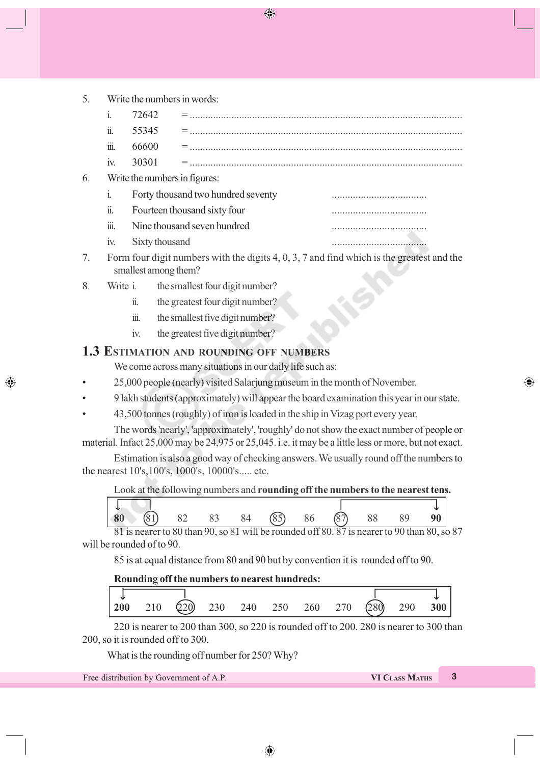5. Write the numbers in words:
   - i. 72642 = ..........................................................................................
   - ii. 55345 = ..........................................................................................
   - iii. 66600 = ..........................................................................................
   - iv. 30301 = ..........................................................................................

6. Write the numbers in figures:
   - i. Forty thousand two hundred seventy ....................................
   - ii. Fourteen thousand sixty four ....................................
   - iii. Nine thousand seven hundred ....................................
   - iv. Sixty thousand ....................................

7. Form four digit numbers with the digits 4, 0, 3, 7 and find which is the greatest and the smallest among them?

8. Write
   - i. the smallest four digit number?
   - ii. the greatest four digit number?
   - iii. the smallest five digit number?
   - iv. the greatest five digit number?

## 1.3 Estimation and rounding off numbers

We come across many situations in our daily life such as:

- 25,000 people (nearly) visited Salarjung museum in the month of November.
- 9 lakh students (approximately) will appear the board examination this year in our state.
- 43,500 tonnes (roughly) of iron is loaded in the ship in Vizag port every year.

The words 'nearly', 'approximately', 'roughly' do not show the exact number of people or material. Infact 25,000 may be 24,975 or 25,045. i.e. it may be a little less or more, but not exact.

Estimation is also a good way of checking answers. We usually round off the numbers to the nearest 10's,100's, 1000's, 10000's..... etc.

Look at the following numbers and **rounding off the numbers to the nearest tens.**

| **80** | (81) | 82 | 83 | 84 | (85) | 86 | (87) | 88 | 89 | **90** |
|---|---|---|---|---|---|---|---|---|---|---|

81 is nearer to 80 than 90, so 81 will be rounded off 80. 87 is nearer to 90 than 80, so 87 will be rounded of to 90.

85 is at equal distance from 80 and 90 but by convention it is rounded off to 90.

**Rounding off the numbers to nearest hundreds:**

| **200** | 210 | (220) | 230 | 240 | 250 | 260 | 270 | (280) | 290 | **300** |
|---|---|---|---|---|---|---|---|---|---|---|

220 is nearer to 200 than 300, so 220 is rounded off to 200. 280 is nearer to 300 than 200, so it is rounded off to 300.

What is the rounding off number for 250? Why?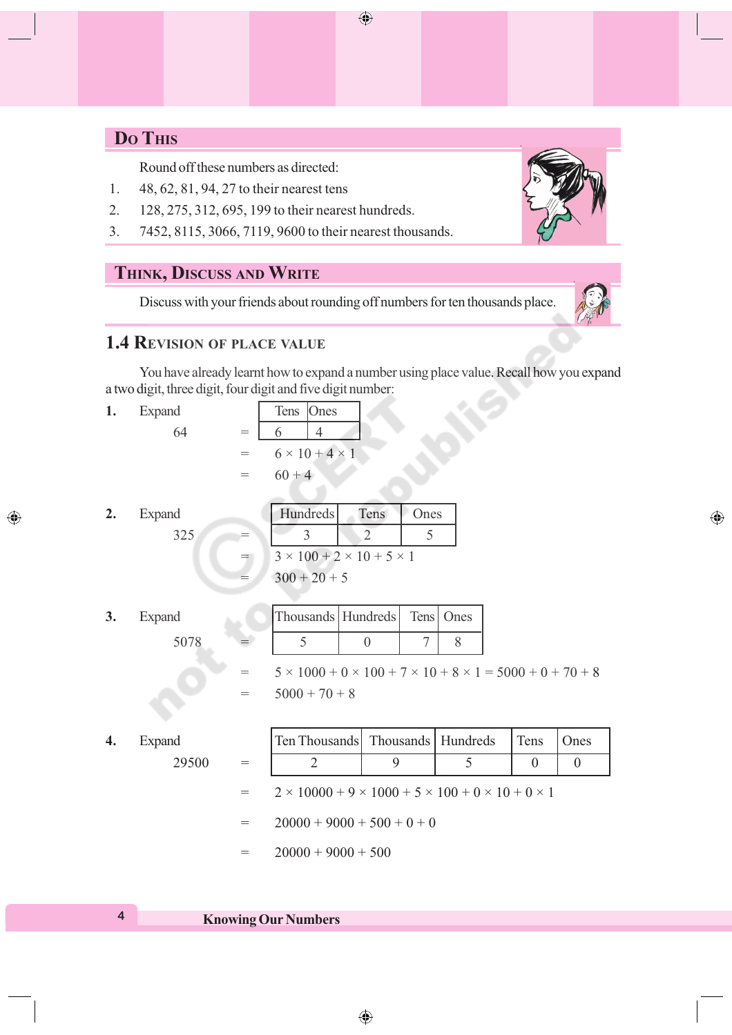## Do This

Round off these numbers as directed:

1. 48, 62, 81, 94, 27 to their nearest tens
2. 128, 275, 312, 695, 199 to their nearest hundreds.
3. 7452, 8115, 3066, 7119, 9600 to their nearest thousands.

## Think, Discuss and Write

Discuss with your friends about rounding off numbers for ten thousands place.

## 1.4 Revision of place value

You have already learnt how to expand a number using place value. Recall how you expand a two digit, three digit, four digit and five digit number:

**1.** Expand 64

| Tens | Ones |
|---|---|
| 6 | 4 |

$= 6 \times 10 + 4 \times 1$

$= 60 + 4$

**2.** Expand 325

| Hundreds | Tens | Ones |
|---|---|---|
| 3 | 2 | 5 |

$= 3 \times 100 + 2 \times 10 + 5 \times 1$

$= 300 + 20 + 5$

**3.** Expand 5078

| Thousands | Hundreds | Tens | Ones |
|---|---|---|---|
| 5 | 0 | 7 | 8 |

$= 5 \times 1000 + 0 \times 100 + 7 \times 10 + 8 \times 1 = 5000 + 0 + 70 + 8$

$= 5000 + 70 + 8$

**4.** Expand 29500

| Ten Thousands | Thousands | Hundreds | Tens | Ones |
|---|---|---|---|---|
| 2 | 9 | 5 | 0 | 0 |

$= 2 \times 10000 + 9 \times 1000 + 5 \times 100 + 0 \times 10 + 0 \times 1$

$= 20000 + 9000 + 500 + 0 + 0$

$= 20000 + 9000 + 500$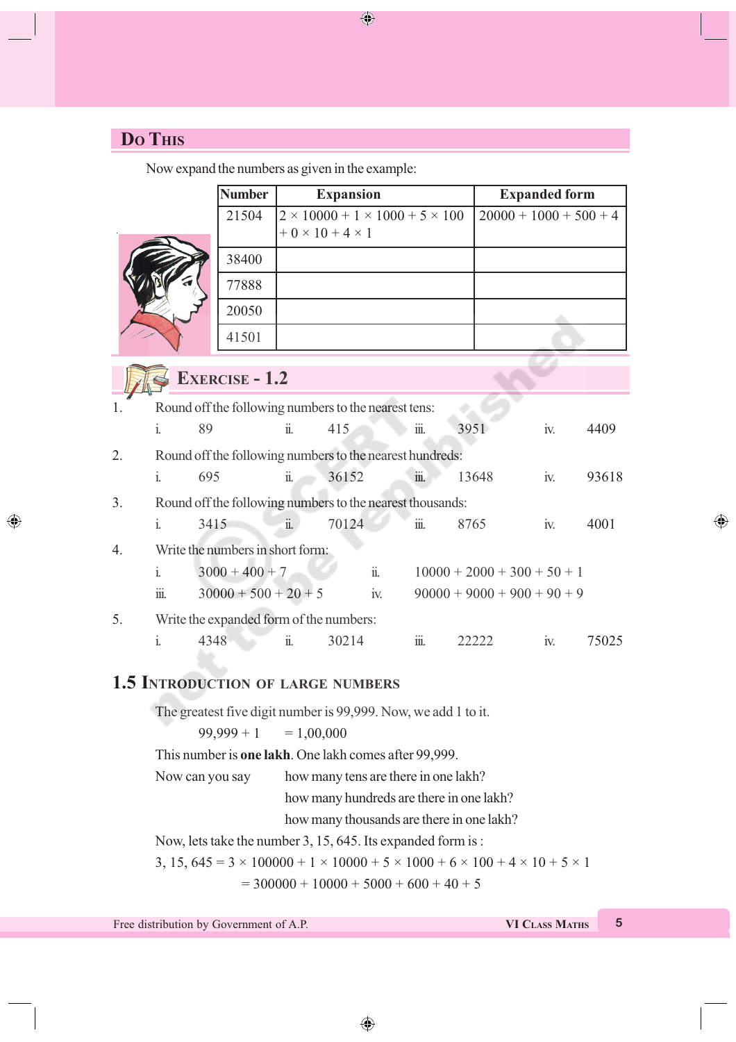## Do This

Now expand the numbers as given in the example:

| Number | Expansion | Expanded form |
|---|---|---|
| 21504 | 2 × 10000 + 1 × 1000 + 5 × 100 + 0 × 10 + 4 × 1 | 20000 + 1000 + 500 + 4 |
| 38400 | | |
| 77888 | | |
| 20050 | | |
| 41501 | | |

## Exercise - 1.2

1. Round off the following numbers to the nearest tens:
   i. 89 ii. 415 iii. 3951 iv. 4409

2. Round off the following numbers to the nearest hundreds:
   i. 695 ii. 36152 iii. 13648 iv. 93618

3. Round off the following numbers to the nearest thousands:
   i. 3415 ii. 70124 iii. 8765 iv. 4001

4. Write the numbers in short form:
   i. 3000 + 400 + 7 ii. 10000 + 2000 + 300 + 50 + 1
   iii. 30000 + 500 + 20 + 5 iv. 90000 + 9000 + 900 + 90 + 9

5. Write the expanded form of the numbers:
   i. 4348 ii. 30214 iii. 22222 iv. 75025

## 1.5 Introduction of large numbers

The greatest five digit number is 99,999. Now, we add 1 to it.

99,999 + 1 = 1,00,000

This number is **one lakh**. One lakh comes after 99,999.

Now can you say how many tens are there in one lakh?
how many hundreds are there in one lakh?
how many thousands are there in one lakh?

Now, lets take the number 3, 15, 645. Its expanded form is :

3, 15, 645 = 3 × 100000 + 1 × 10000 + 5 × 1000 + 6 × 100 + 4 × 10 + 5 × 1
= 300000 + 10000 + 5000 + 600 + 40 + 5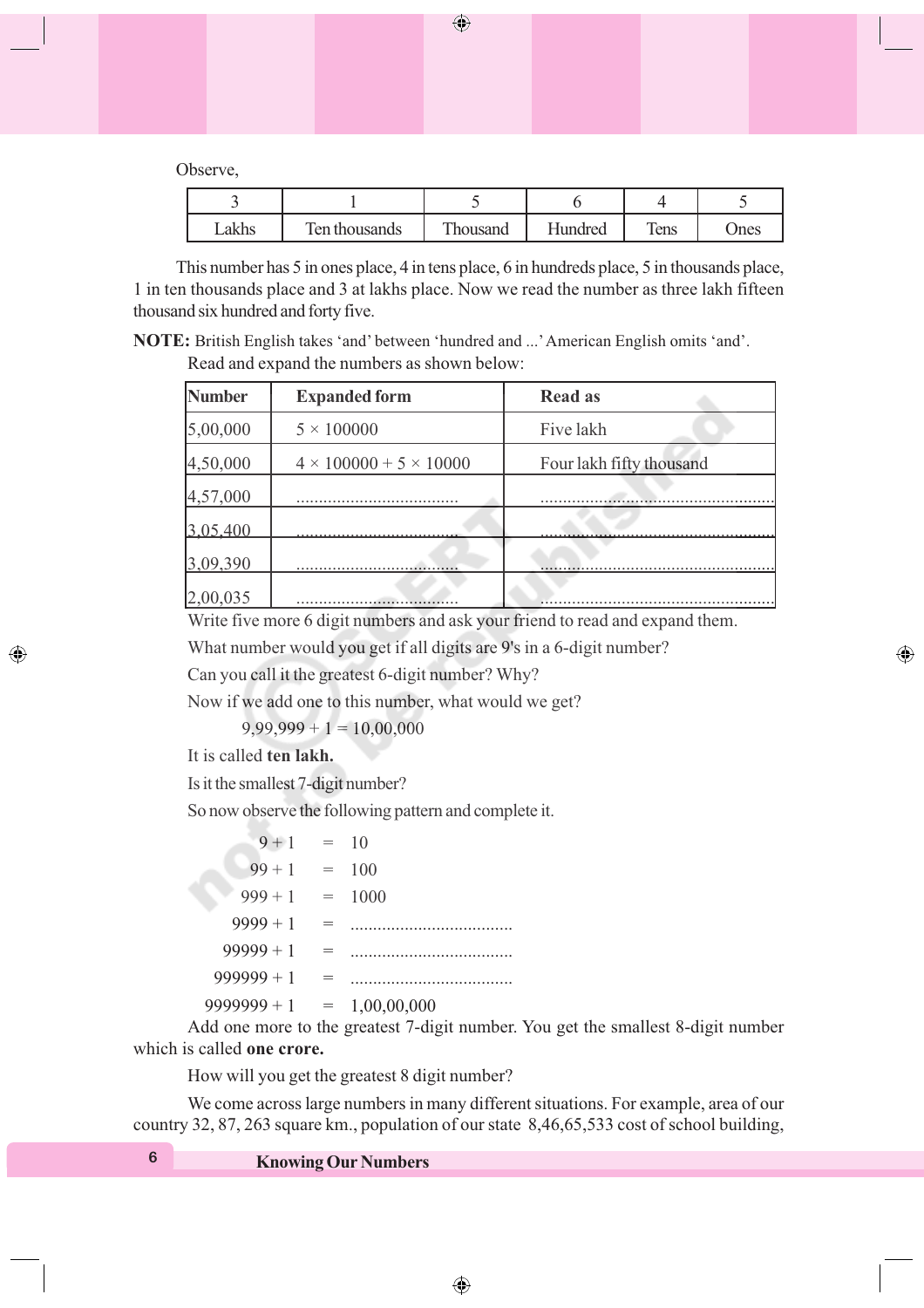Observe,

| 3 | 1 | 5 | 6 | 4 | 5 |
|---|---|---|---|---|---|
| Lakhs | Ten thousands | Thousand | Hundred | Tens | Ones |

This number has 5 in ones place, 4 in tens place, 6 in hundreds place, 5 in thousands place, 1 in ten thousands place and 3 at lakhs place. Now we read the number as three lakh fifteen thousand six hundred and forty five.

**NOTE:** British English takes 'and' between 'hundred and ...' American English omits 'and'.

Read and expand the numbers as shown below:

| Number | Expanded form | Read as |
|---|---|---|
| 5,00,000 | 5 × 100000 | Five lakh |
| 4,50,000 | 4 × 100000 + 5 × 10000 | Four lakh fifty thousand |
| 4,57,000 | .................................... | .................................................... |
| 3,05,400 | .................................... | .................................................... |
| 3,09,390 | .................................... | .................................................... |
| 2,00,035 | .................................... | .................................................... |

Write five more 6 digit numbers and ask your friend to read and expand them.

What number would you get if all digits are 9's in a 6-digit number?

Can you call it the greatest 6-digit number? Why?

Now if we add one to this number, what would we get?

9,99,999 + 1 = 10,00,000

It is called **ten lakh.**

Is it the smallest 7-digit number?

So now observe the following pattern and complete it.

9 + 1 = 10
99 + 1 = 100
999 + 1 = 1000
9999 + 1 = ....................................
99999 + 1 = ....................................
999999 + 1 = ....................................
9999999 + 1 = 1,00,00,000

Add one more to the greatest 7-digit number. You get the smallest 8-digit number which is called **one crore.**

How will you get the greatest 8 digit number?

We come across large numbers in many different situations. For example, area of our country 32, 87, 263 square km., population of our state 8,46,65,533 cost of school building,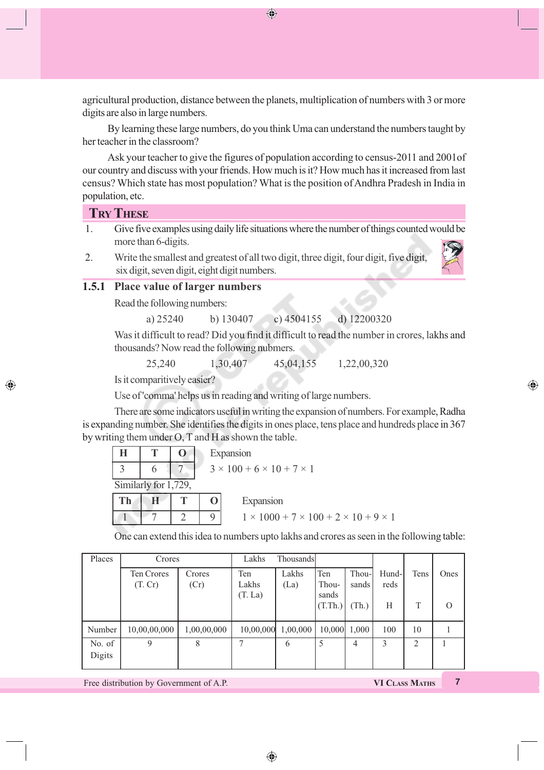agricultural production, distance between the planets, multiplication of numbers with 3 or more digits are also in large numbers.

By learning these large numbers, do you think Uma can understand the numbers taught by her teacher in the classroom?

Ask your teacher to give the figures of population according to census-2011 and 2001of our country and discuss with your friends. How much is it? How much has it increased from last census? Which state has most population? What is the position of Andhra Pradesh in India in population, etc.

## Try These

1. Give five examples using daily life situations where the number of things counted would be more than 6-digits.
2. Write the smallest and greatest of all two digit, three digit, four digit, five digit, six digit, seven digit, eight digit numbers.

### 1.5.1 Place value of larger numbers

Read the following numbers:

a) 25240 b) 130407 c) 4504155 d) 12200320

Was it difficult to read? Did you find it difficult to read the number in crores, lakhs and thousands? Now read the following nubmers.

25,240 1,30,407 45,04,155 1,22,00,320

Is it comparitively easier?

Use of 'comma' helps us in reading and writing of large numbers.

There are some indicators useful in writing the expansion of numbers. For example, Radha is expanding number. She identifies the digits in ones place, tens place and hundreds place in 367 by writing them under O, T and H as shown the table.

| H | T | O |
|---|---|---|
| 3 | 6 | 7 |

Expansion

$3 \times 100 + 6 \times 10 + 7 \times 1$

Similarly for 1,729,

| Th | H | T | O |
|---|---|---|---|
| 1 | 7 | 2 | 9 |

Expansion

$1 \times 1000 + 7 \times 100 + 2 \times 10 + 9 \times 1$

One can extend this idea to numbers upto lakhs and crores as seen in the following table:

| Places | Crores | | Lakhs | | Thousands | | | | |
|---|---|---|---|---|---|---|---|---|---|
| | Ten Crores (T. Cr) | Crores (Cr) | Ten Lakhs (T. La) | Lakhs (La) | Ten Thousands (T.Th.) | Thousands (Th.) | Hundreds H | Tens T | Ones O |
| Number | 10,00,00,000 | 1,00,00,000 | 10,00,000 | 1,00,000 | 10,000 | 1,000 | 100 | 10 | 1 |
| No. of Digits | 9 | 8 | 7 | 6 | 5 | 4 | 3 | 2 | 1 |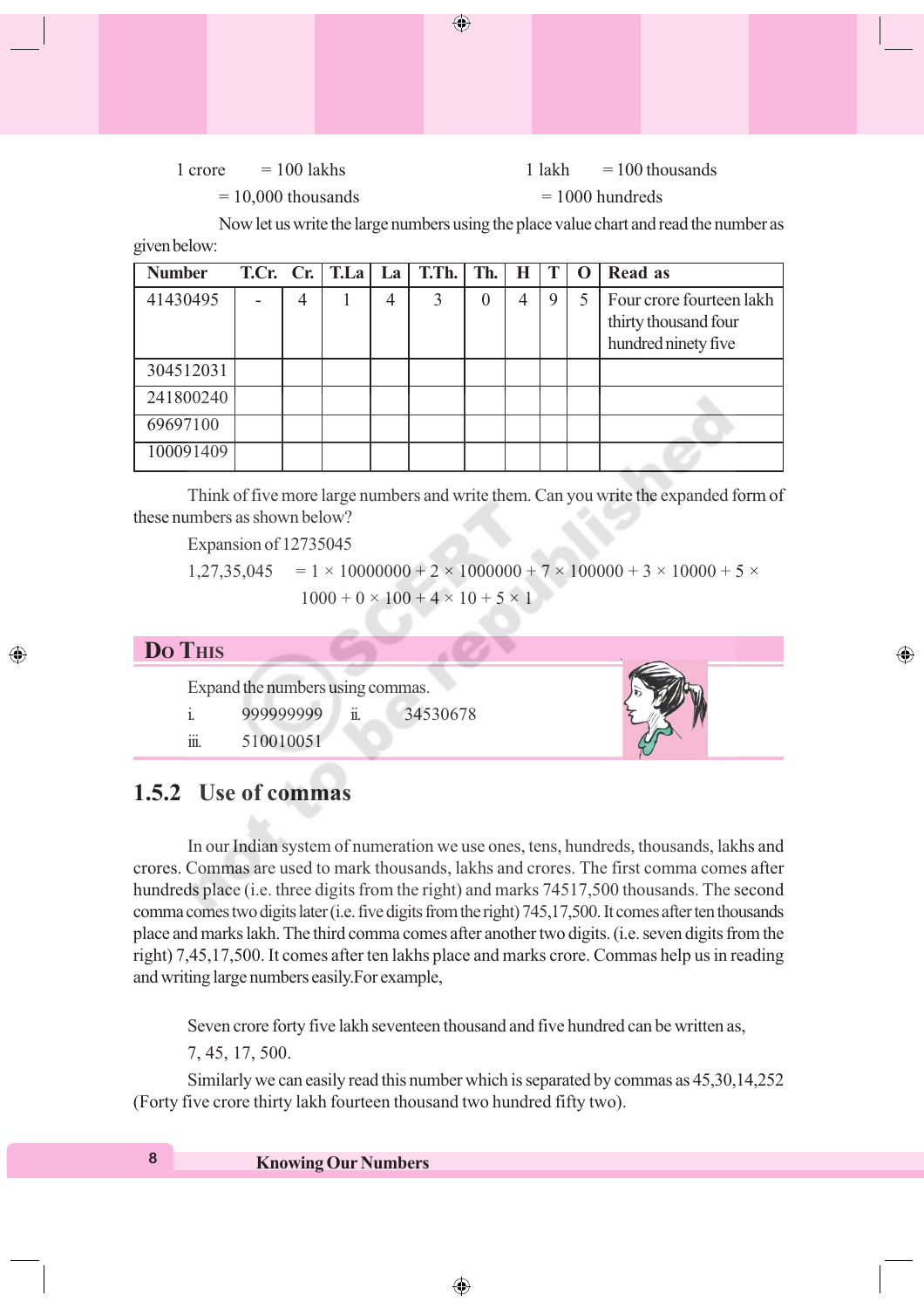1 crore = 100 lakhs

= 10,000 thousands

1 lakh = 100 thousands

= 1000 hundreds

Now let us write the large numbers using the place value chart and read the number as given below:

| Number | T.Cr. | Cr. | T.La | La | T.Th. | Th. | H | T | O | Read as |
|---|---|---|---|---|---|---|---|---|---|---|
| 41430495 | - | 4 | 1 | 4 | 3 | 0 | 4 | 9 | 5 | Four crore fourteen lakh thirty thousand four hundred ninety five |
| 304512031 | | | | | | | | | | |
| 241800240 | | | | | | | | | | |
| 69697100 | | | | | | | | | | |
| 100091409 | | | | | | | | | | |

Think of five more large numbers and write them. Can you write the expanded form of these numbers as shown below?

Expansion of 12735045

1,27,35,045 $= 1 \times 10000000 + 2 \times 1000000 + 7 \times 100000 + 3 \times 10000 + 5 \times 1000 + 0 \times 100 + 4 \times 10 + 5 \times 1$

## Do This

Expand the numbers using commas.

i. 999999999 ii. 34530678

iii. 510010051

### 1.5.2 Use of commas

In our Indian system of numeration we use ones, tens, hundreds, thousands, lakhs and crores. Commas are used to mark thousands, lakhs and crores. The first comma comes after hundreds place (i.e. three digits from the right) and marks 74517,500 thousands. The second comma comes two digits later (i.e. five digits from the right) 745,17,500. It comes after ten thousands place and marks lakh. The third comma comes after another two digits. (i.e. seven digits from the right) 7,45,17,500. It comes after ten lakhs place and marks crore. Commas help us in reading and writing large numbers easily.For example,

Seven crore forty five lakh seventeen thousand and five hundred can be written as,

7, 45, 17, 500.

Similarly we can easily read this number which is separated by commas as 45,30,14,252 (Forty five crore thirty lakh fourteen thousand two hundred fifty two).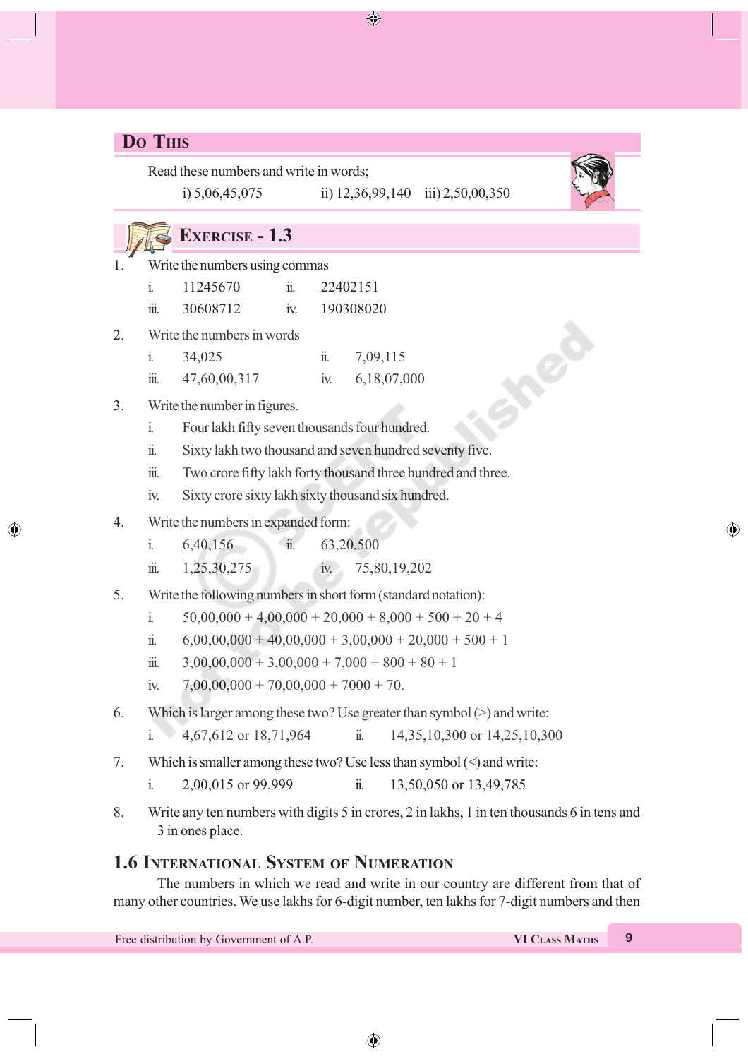## Do This

Read these numbers and write in words;

i) 5,06,45,075 ii) 12,36,99,140 iii) 2,50,00,350

## Exercise - 1.3

1. Write the numbers using commas
   - i. 11245670
   - ii. 22402151
   - iii. 30608712
   - iv. 190308020
2. Write the numbers in words
   - i. 34,025
   - ii. 7,09,115
   - iii. 47,60,00,317
   - iv. 6,18,07,000
3. Write the number in figures.
   - i. Four lakh fifty seven thousands four hundred.
   - ii. Sixty lakh two thousand and seven hundred seventy five.
   - iii. Two crore fifty lakh forty thousand three hundred and three.
   - iv. Sixty crore sixty lakh sixty thousand six hundred.
4. Write the numbers in expanded form:
   - i. 6,40,156
   - ii. 63,20,500
   - iii. 1,25,30,275
   - iv. 75,80,19,202
5. Write the following numbers in short form (standard notation):
   - i. 50,00,000 + 4,00,000 + 20,000 + 8,000 + 500 + 20 + 4
   - ii. 6,00,00,000 + 40,00,000 + 3,00,000 + 20,000 + 500 + 1
   - iii. 3,00,00,000 + 3,00,000 + 7,000 + 800 + 80 + 1
   - iv. 7,00,00,000 + 70,00,000 + 7000 + 70.
6. Which is larger among these two? Use greater than symbol (>) and write:
   - i. 4,67,612 or 18,71,964
   - ii. 14,35,10,300 or 14,25,10,300
7. Which is smaller among these two? Use less than symbol (<) and write:
   - i. 2,00,015 or 99,999
   - ii. 13,50,050 or 13,49,785
8. Write any ten numbers with digits 5 in crores, 2 in lakhs, 1 in ten thousands 6 in tens and 3 in ones place.

## 1.6 International System of Numeration

The numbers in which we read and write in our country are different from that of many other countries. We use lakhs for 6-digit number, ten lakhs for 7-digit numbers and then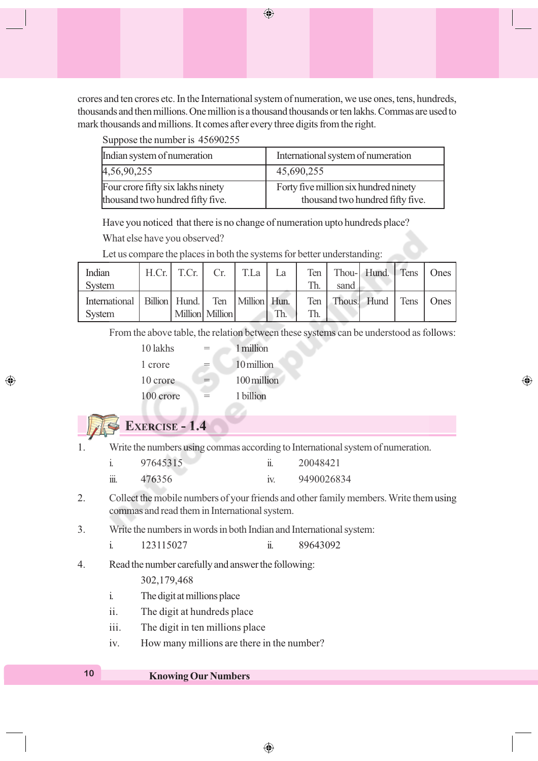crores and ten crores etc. In the International system of numeration, we use ones, tens, hundreds, thousands and then millions. One million is a thousand thousands or ten lakhs. Commas are used to mark thousands and millions. It comes after every three digits from the right.

Suppose the number is 45690255

| Indian system of numeration | International system of numeration |
|---|---|
| 4,56,90,255 | 45,690,255 |
| Four crore fifty six lakhs ninety thousand two hundred fifty five. | Forty five million six hundred ninety thousand two hundred fifty five. |

Have you noticed that there is no change of numeration upto hundreds place?

What else have you observed?

Let us compare the places in both the systems for better understanding:

| Indian System | H.Cr. | T.Cr. | Cr. | T.La | La | Ten Th. | Thou-sand | Hund. | Tens | Ones |
|---|---|---|---|---|---|---|---|---|---|---|
| International System | Billion | Hund. Million | Ten Million | Million | Hun. Th. | Ten Th. | Thous. | Hund | Tens | Ones |

From the above table, the relation between these systems can be understood as follows:

10 lakhs = 1 million

1 crore = 10 million

10 crore = 100 million

100 crore = 1 billion

## Exercise - 1.4

1. Write the numbers using commas according to International system of numeration.
   - i. 97645315
   - ii. 20048421
   - iii. 476356
   - iv. 9490026834
2. Collect the mobile numbers of your friends and other family members. Write them using commas and read them in International system.
3. Write the numbers in words in both Indian and International system:
   - i. 123115027
   - ii. 89643092
4. Read the number carefully and answer the following:

   302,179,468
   - i. The digit at millions place
   - ii. The digit at hundreds place
   - iii. The digit in ten millions place
   - iv. How many millions are there in the number?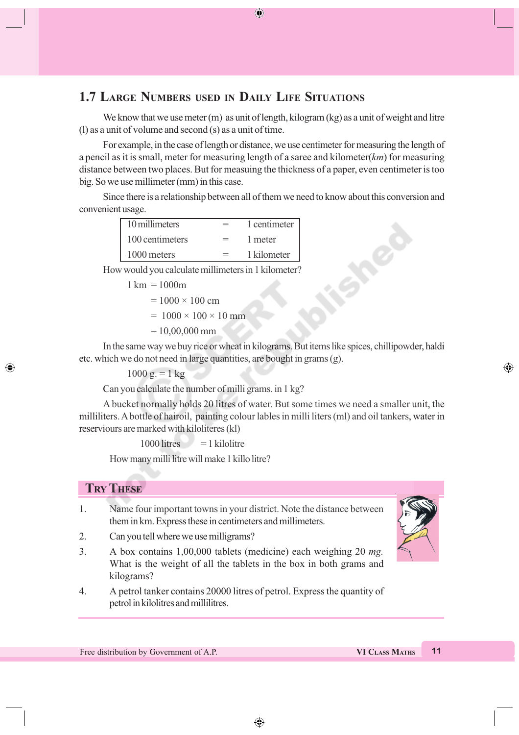## 1.7 Large Numbers used in Daily Life Situations

We know that we use meter (m) as unit of length, kilogram (kg) as a unit of weight and litre (l) as a unit of volume and second (s) as a unit of time.

For example, in the case of length or distance, we use centimeter for measuring the length of a pencil as it is small, meter for measuring length of a saree and kilometer(*km*) for measuring distance between two places. But for measuing the thickness of a paper, even centimeter is too big. So we use millimeter (mm) in this case.

Since there is a relationship between all of them we need to know about this conversion and convenient usage.

| | | |
|---|---|---|
| 10 millimeters | = | 1 centimeter |
| 100 centimeters | = | 1 meter |
| 1000 meters | = | 1 kilometer |

How would you calculate millimeters in 1 kilometer?

1 km = 1000m

= 1000 × 100 cm

= 1000 × 100 × 10 mm

= 10,00,000 mm

In the same way we buy rice or wheat in kilograms. But items like spices, chillipowder, haldi etc. which we do not need in large quantities, are bought in grams (g).

1000 g. = 1 kg

Can you calculate the number of milli grams. in 1 kg?

A bucket normally holds 20 litres of water. But some times we need a smaller unit, the milliliters. A bottle of hairoil, painting colour lables in milli liters (ml) and oil tankers, water in reserviours are marked with kiloliteres (kl)

1000 litres = 1 kilolitre

How many milli litre will make 1 killo litre?

### Try These

1. Name four important towns in your district. Note the distance between them in km. Express these in centimeters and millimeters.
2. Can you tell where we use milligrams?
3. A box contains 1,00,000 tablets (medicine) each weighing 20 *mg*. What is the weight of all the tablets in the box in both grams and kilograms?
4. A petrol tanker contains 20000 litres of petrol. Express the quantity of petrol in kilolitres and millilitres.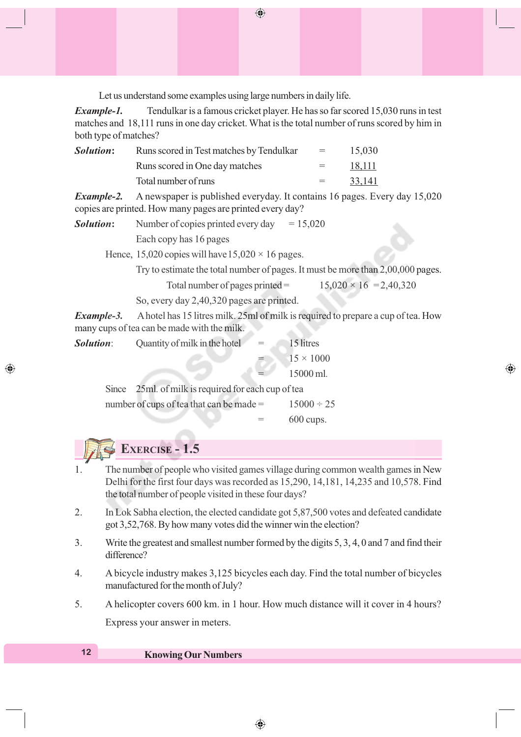Let us understand some examples using large numbers in daily life.

***Example-1.*** Tendulkar is a famous cricket player. He has so far scored 15,030 runs in test matches and 18,111 runs in one day cricket. What is the total number of runs scored by him in both type of matches?

***Solution:*** Runs scored in Test matches by Tendulkar = 15,030

Runs scored in One day matches = <u>18,111</u>

Total number of runs = <u>33,141</u>

***Example-2.*** A newspaper is published everyday. It contains 16 pages. Every day 15,020 copies are printed. How many pages are printed every day?

***Solution:*** Number of copies printed every day = 15,020

Each copy has 16 pages

Hence, 15,020 copies will have 15,020 × 16 pages.

Try to estimate the total number of pages. It must be more than 2,00,000 pages.

Total number of pages printed = 15,020 × 16 = 2,40,320

So, every day 2,40,320 pages are printed.

***Example-3.*** A hotel has 15 litres milk. 25ml of milk is required to prepare a cup of tea. How many cups of tea can be made with the milk.

***Solution:*** Quantity of milk in the hotel = 15 litres

= 15 × 1000

= 15000 ml.

Since 25ml. of milk is required for each cup of tea

number of cups of tea that can be made = 15000 ÷ 25

= 600 cups.

## Exercise - 1.5

1. The number of people who visited games village during common wealth games in New Delhi for the first four days was recorded as 15,290, 14,181, 14,235 and 10,578. Find the total number of people visited in these four days?
2. In Lok Sabha election, the elected candidate got 5,87,500 votes and defeated candidate got 3,52,768. By how many votes did the winner win the election?
3. Write the greatest and smallest number formed by the digits 5, 3, 4, 0 and 7 and find their difference?
4. A bicycle industry makes 3,125 bicycles each day. Find the total number of bicycles manufactured for the month of July?
5. A helicopter covers 600 km. in 1 hour. How much distance will it cover in 4 hours?

   Express your answer in meters.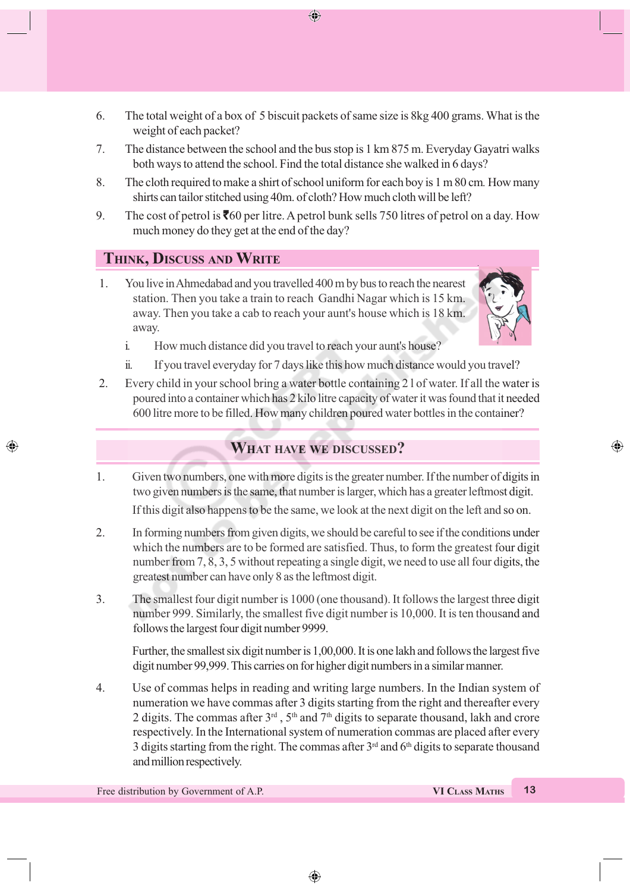6. The total weight of a box of 5 biscuit packets of same size is 8kg 400 grams. What is the weight of each packet?
7. The distance between the school and the bus stop is 1 km 875 m. Everyday Gayatri walks both ways to attend the school. Find the total distance she walked in 6 days?
8. The cloth required to make a shirt of school uniform for each boy is 1 m 80 cm. How many shirts can tailor stitched using 40m. of cloth? How much cloth will be left?
9. The cost of petrol is ₹60 per litre. A petrol bunk sells 750 litres of petrol on a day. How much money do they get at the end of the day?

## Think, Discuss and Write

1. You live in Ahmedabad and you travelled 400 m by bus to reach the nearest station. Then you take a train to reach Gandhi Nagar which is 15 km. away. Then you take a cab to reach your aunt's house which is 18 km. away.
   i. How much distance did you travel to reach your aunt's house?
   ii. If you travel everyday for 7 days like this how much distance would you travel?
2. Every child in your school bring a water bottle containing 2 l of water. If all the water is poured into a container which has 2 kilo litre capacity of water it was found that it needed 600 litre more to be filled. How many children poured water bottles in the container?

## What have we discussed?

1. Given two numbers, one with more digits is the greater number. If the number of digits in two given numbers is the same, that number is larger, which has a greater leftmost digit. If this digit also happens to be the same, we look at the next digit on the left and so on.
2. In forming numbers from given digits, we should be careful to see if the conditions under which the numbers are to be formed are satisfied. Thus, to form the greatest four digit number from 7, 8, 3, 5 without repeating a single digit, we need to use all four digits, the greatest number can have only 8 as the leftmost digit.
3. The smallest four digit number is 1000 (one thousand). It follows the largest three digit number 999. Similarly, the smallest five digit number is 10,000. It is ten thousand and follows the largest four digit number 9999.

   Further, the smallest six digit number is 1,00,000. It is one lakh and follows the largest five digit number 99,999. This carries on for higher digit numbers in a similar manner.
4. Use of commas helps in reading and writing large numbers. In the Indian system of numeration we have commas after 3 digits starting from the right and thereafter every 2 digits. The commas after 3rd, 5th and 7th digits to separate thousand, lakh and crore respectively. In the International system of numeration commas are placed after every 3 digits starting from the right. The commas after 3rd and 6th digits to separate thousand and million respectively.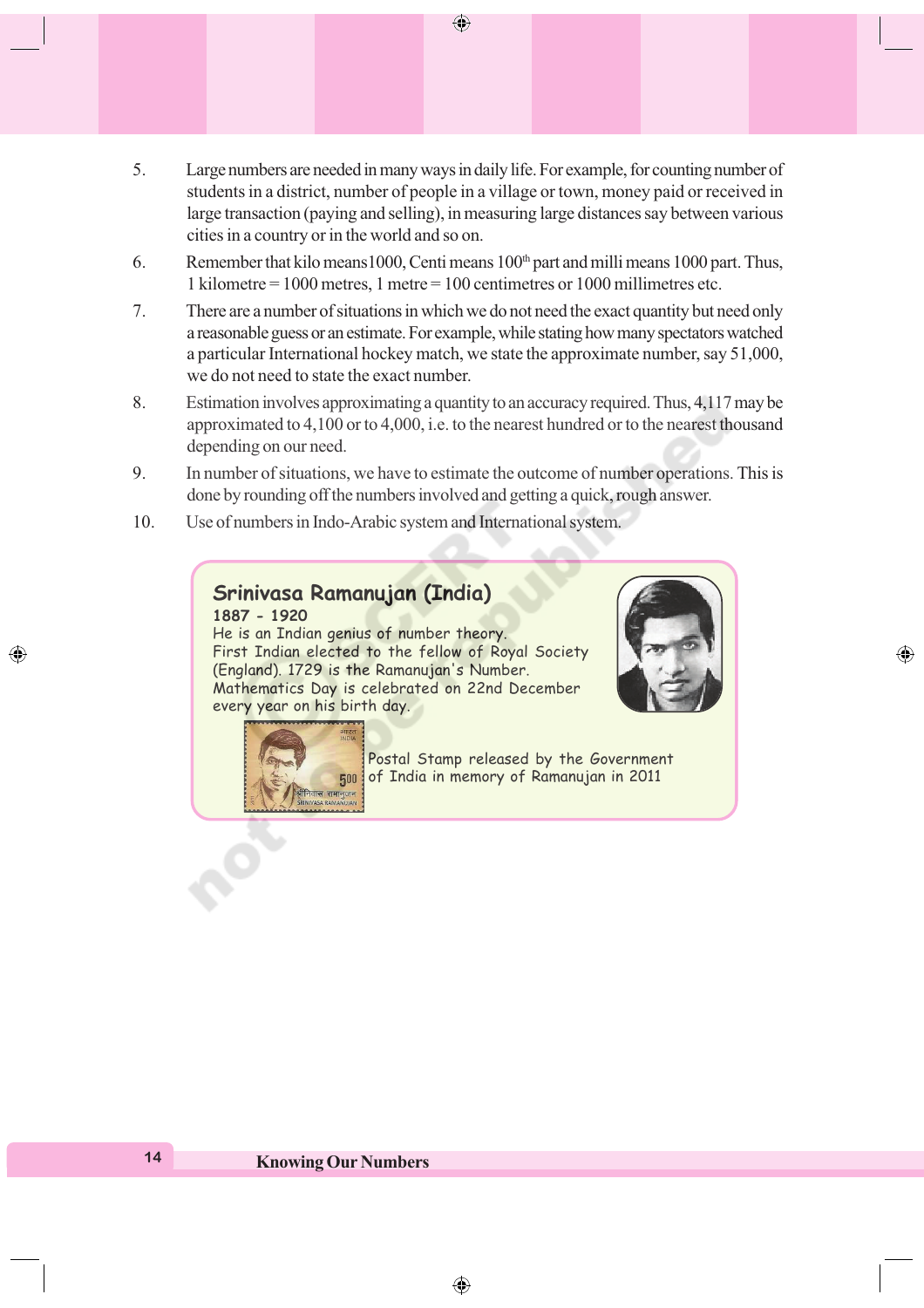5. Large numbers are needed in many ways in daily life. For example, for counting number of students in a district, number of people in a village or town, money paid or received in large transaction (paying and selling), in measuring large distances say between various cities in a country or in the world and so on.

6. Remember that kilo means1000, Centi means $100^{th}$ part and milli means 1000 part. Thus, 1 kilometre = 1000 metres, 1 metre = 100 centimetres or 1000 millimetres etc.

7. There are a number of situations in which we do not need the exact quantity but need only a reasonable guess or an estimate. For example, while stating how many spectators watched a particular International hockey match, we state the approximate number, say 51,000, we do not need to state the exact number.

8. Estimation involves approximating a quantity to an accuracy required. Thus, 4,117 may be approximated to 4,100 or to 4,000, i.e. to the nearest hundred or to the nearest thousand depending on our need.

9. In number of situations, we have to estimate the outcome of number operations. This is done by rounding off the numbers involved and getting a quick, rough answer.

10. Use of numbers in Indo-Arabic system and International system.

**Srinivasa Ramanujan (India)**

1887 - 1920

He is an Indian genius of number theory. First Indian elected to the fellow of Royal Society (England). 1729 is the Ramanujan's Number. Mathematics Day is celebrated on 22nd December every year on his birth day.

Postal Stamp released by the Government of India in memory of Ramanujan in 2011